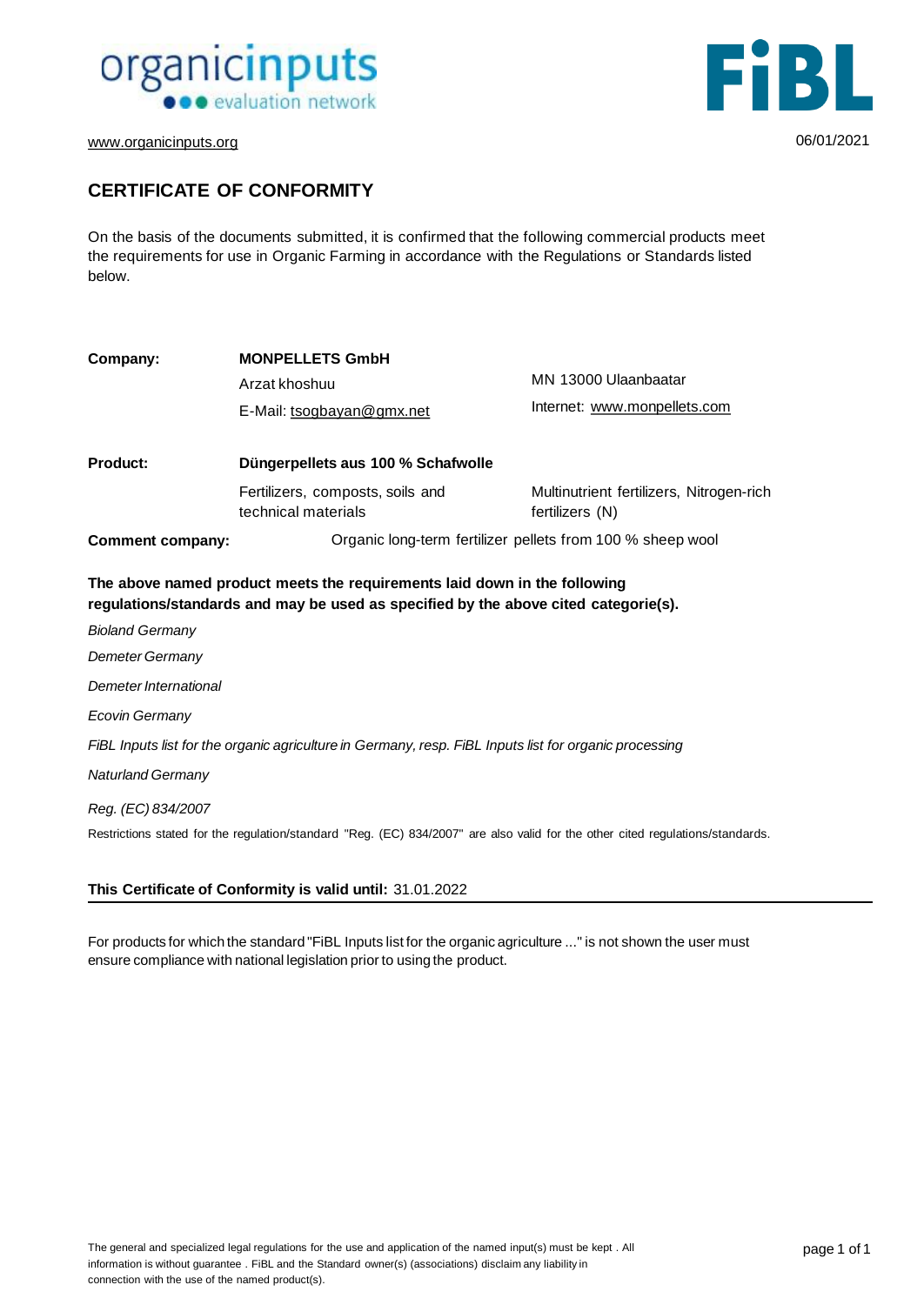www.organicinputs.org

06/01/2021

# CERTIFICATE OF CONFORMITY

On the basis of the documents submitted, it is confirmed that the following commercial products meet the requirements for use in Organic Farming in accordance with the Regulations or Standards listed below.

| | | |
|---|---|---|
| **Company:** | **MONPELLETS GmbH** | |
| | Arzat khoshuu | MN 13000 Ulaanbaatar |
| | E-Mail: tsogbayan@gmx.net | Internet: www.monpellets.com |
| **Product:** | **Düngerpellets aus 100 % Schafwolle** | |
| | Fertilizers, composts, soils and technical materials | Multinutrient fertilizers, Nitrogen-rich fertilizers (N) |
| **Comment company:** | Organic long-term fertilizer pellets from 100 % sheep wool | |

**The above named product meets the requirements laid down in the following regulations/standards and may be used as specified by the above cited categorie(s).**

*Bioland Germany*

*Demeter Germany*

*Demeter International*

*Ecovin Germany*

*FiBL Inputs list for the organic agriculture in Germany, resp. FiBL Inputs list for organic processing*

*Naturland Germany*

*Reg. (EC) 834/2007*

Restrictions stated for the regulation/standard "Reg. (EC) 834/2007" are also valid for the other cited regulations/standards.

**This Certificate of Conformity is valid until:** 31.01.2022

For products for which the standard "FiBL Inputs list for the organic agriculture ..." is not shown the user must ensure compliance with national legislation prior to using the product.

The general and specialized legal regulations for the use and application of the named input(s) must be kept . All information is without guarantee . FiBL and the Standard owner(s) (associations) disclaim any liability in connection with the use of the named product(s).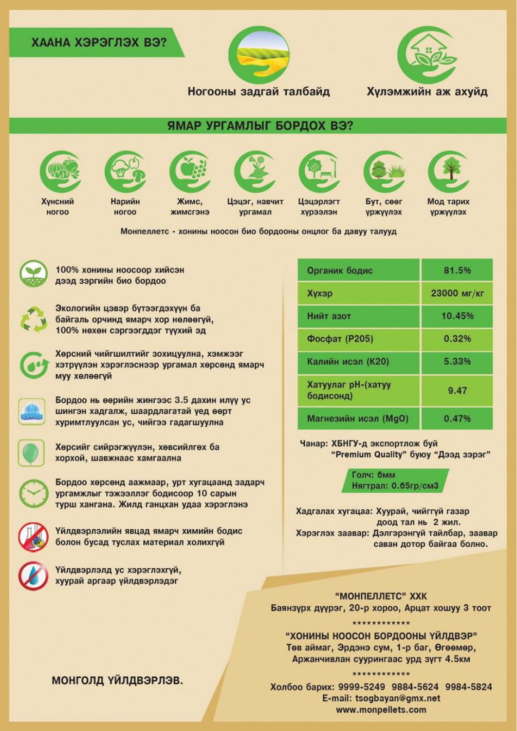## ХААНА ХЭРЭГЛЭХ ВЭ?

- Ногооны задгай талбайд
- Хүлэмжийн аж ахуйд

## ЯМАР УРГАМЛЫГ БОРДОХ ВЭ?

- Хүнсний ногоо
- Нарийн ногоо
- Жимс, жимсгэнэ
- Цэцэг, навчит ургамал
- Цэцэрлэгт хүрээлэн
- Бут, сөөг ургуулах
- Мод тарих ургуулах

Монпеллетс - хонины ноосон био бордооны онцлог ба давуу талууд

- 100% хонины ноосоор хийсэн дээд зэргийн био бордоо
- Экологийн цэвэр бүтээгдэхүүн ба байгаль орчинд ямарч хор нөлөөгүй, 100% нөхөн сэргээгддэг түүхий эд
- Хөрсний чийгшилтийг зохицуулна, хэмжээг хэтрүүлэн хэрэглэснээр ургамал хөрсөнд ямарч муу хөлөөгүй
- Бордоо нь өөрийн жингээс 3.5 дахин илүү ус шингэн хадгалж, шаардлагатай үед өөрт хуримтлуулсан ус, чийгээ гадагшуулна
- Хөрсийг сийрэгжүүлэн, хөвсийлгөх ба хорхой, шавжнаас хамгаална
- Бордоо хөрсөнд аажмаар, урт хугацаанд задарч ургамлыг тэжээллэг бодисоор 10 сарын турш хангана. Жилд ганцхан удаа хэрэглэнэ
- Үйлдвэрлэлийн явцад ямарч химийн бодис болон бусад туслах материал холихгүй
- Үйлдвэрлэлд ус хэрэглэхгүй, хуурай аргаар үйлдвэрлэдэг

| Органик бодис | 81.5% |
|---|---|
| Хүхэр | 23000 мг/кг |
| Нийт азот | 10.45% |
| Фосфат (P205) | 0.32% |
| Калийн исэл (K20) | 5.33% |
| Хатуулаг pH-(хатуу бодисонд) | 9.47 |
| Магнезийн исэл (MgO) | 0.47% |

Чанар: ХБНГУ-д экспортлож буй "Premium Quality" буюу "Дээд зэрэг"

Голч: 6мм
Нягтрал: 0.65гр/см3

Хадгалах хугацаа: Хуурай, чийггүй газар доод тал нь 2 жил.

Хэрэглэх заавар: Дэлгэрэнгүй тайлбар, заавар саван дотор байгаа болно.

**МОНГОЛД ҮЙЛДВЭРЛЭВ.**

**"МОНПЕЛЛЕТС" ХХК**
Баянзүрх дүүрэг, 20-р хороо, Арцат хошуу 3 тоот

************

**"ХОНИНЫ НООСОН БОРДООНЫ ҮЙЛДВЭР"**
Төв аймаг, Эрдэнэ сум, 1-р баг, Өгөөмөр, Аржанчивлан суурингаас урд зүгт 4.5км

************

Холбоо барих: 9999-5249 9884-5624 9984-5824
E-mail: tsogbayan@gmx.net
www.monpellets.com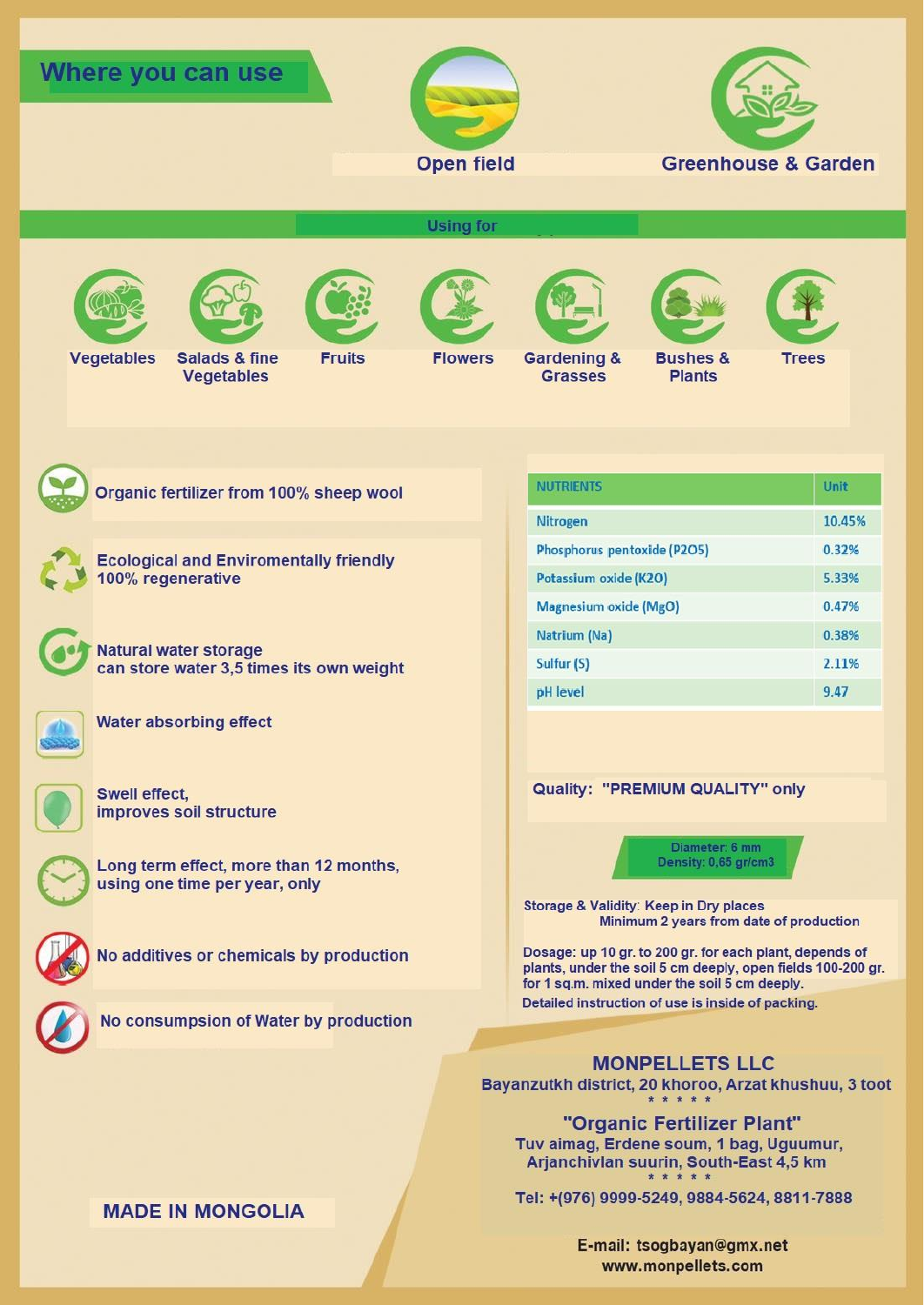## Where you can use

Open field

Greenhouse & Garden

### Using for

- Vegetables
- Salads & fine Vegetables
- Fruits
- Flowers
- Gardening & Grasses
- Bushes & Plants
- Trees

- Organic fertilizer from 100% sheep wool
- Ecological and Enviromentally friendly 100% regenerative
- Natural water storage can store water 3,5 times its own weight
- Water absorbing effect
- Swell effect, improves soil structure
- Long term effect, more than 12 months, using one time per year, only
- No additives or chemicals by production
- No consumpsion of Water by production

| NUTRIENTS | Unit |
|---|---|
| Nitrogen | 10.45% |
| Phosphorus pentoxide ($P_2O_5$) | 0.32% |
| Potassium oxide ($K_2O$) | 5.33% |
| Magnesium oxide (MgO) | 0.47% |
| Natrium (Na) | 0.38% |
| Sulfur (S) | 2.11% |
| pH level | 9.47 |

Quality: "PREMIUM QUALITY" only

Diameter: 6 mm
Density: 0,65 gr/cm3

Storage & Validity: Keep in Dry places
Minimum 2 years from date of production

Dosage: up 10 gr. to 200 gr. for each plant, depends of plants, under the soil 5 cm deeply, open fields 100-200 gr. for 1 sq.m. mixed under the soil 5 cm deeply.
Detailed instruction of use is inside of packing.

**MADE IN MONGOLIA**

**MONPELLETS LLC**
Bayanzutkh district, 20 khoroo, Arzat khushuu, 3 toot

\* \* \* \* \*

**"Organic Fertilizer Plant"**
Tuv aimag, Erdene soum, 1 bag, Uguumur, Arjanchivlan suurin, South-East 4,5 km

\* \* \* \* \*

Tel: +(976) 9999-5249, 9884-5624, 8811-7888

E-mail: tsogbayan@gmx.net
www.monpellets.com